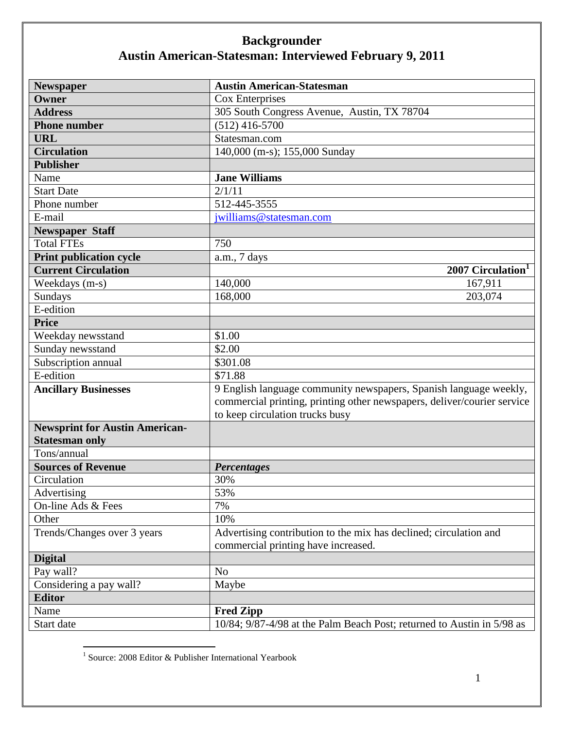# Backgrounder
## Austin American-Statesman: Interviewed February 9, 2011

| **Newspaper** | **Austin American-Statesman** | |
|---|---|---|
| **Owner** | Cox Enterprises | |
| **Address** | 305 South Congress Avenue, Austin, TX 78704 | |
| **Phone number** | (512) 416-5700 | |
| **URL** | Statesman.com | |
| **Circulation** | 140,000 (m-s); 155,000 Sunday | |
| **Publisher** | | |
| Name | **Jane Williams** | |
| Start Date | 2/1/11 | |
| Phone number | 512-445-3555 | |
| E-mail | jwilliams@statesman.com | |
| **Newspaper Staff** | | |
| Total FTEs | 750 | |
| **Print publication cycle** | a.m., 7 days | |
| **Current Circulation** | | **2007 Circulation**[1] |
| Weekdays (m-s) | 140,000 | 167,911 |
| Sundays | 168,000 | 203,074 |
| E-edition | | |
| **Price** | | |
| Weekday newsstand | $1.00 | |
| Sunday newsstand | $2.00 | |
| Subscription annual | $301.08 | |
| E-edition | $71.88 | |
| **Ancillary Businesses** | 9 English language community newspapers, Spanish language weekly, commercial printing, printing other newspapers, deliver/courier service to keep circulation trucks busy | |
| **Newsprint for Austin American-Statesman only** | | |
| Tons/annual | | |
| **Sources of Revenue** | ***Percentages*** | |
| Circulation | 30% | |
| Advertising | 53% | |
| On-line Ads & Fees | 7% | |
| Other | 10% | |
| Trends/Changes over 3 years | Advertising contribution to the mix has declined; circulation and commercial printing have increased. | |
| **Digital** | | |
| Pay wall? | No | |
| Considering a pay wall? | Maybe | |
| **Editor** | | |
| Name | **Fred Zipp** | |
| Start date | 10/84; 9/87-4/98 at the Palm Beach Post; returned to Austin in 5/98 as | |

[1] Source: 2008 Editor & Publisher International Yearbook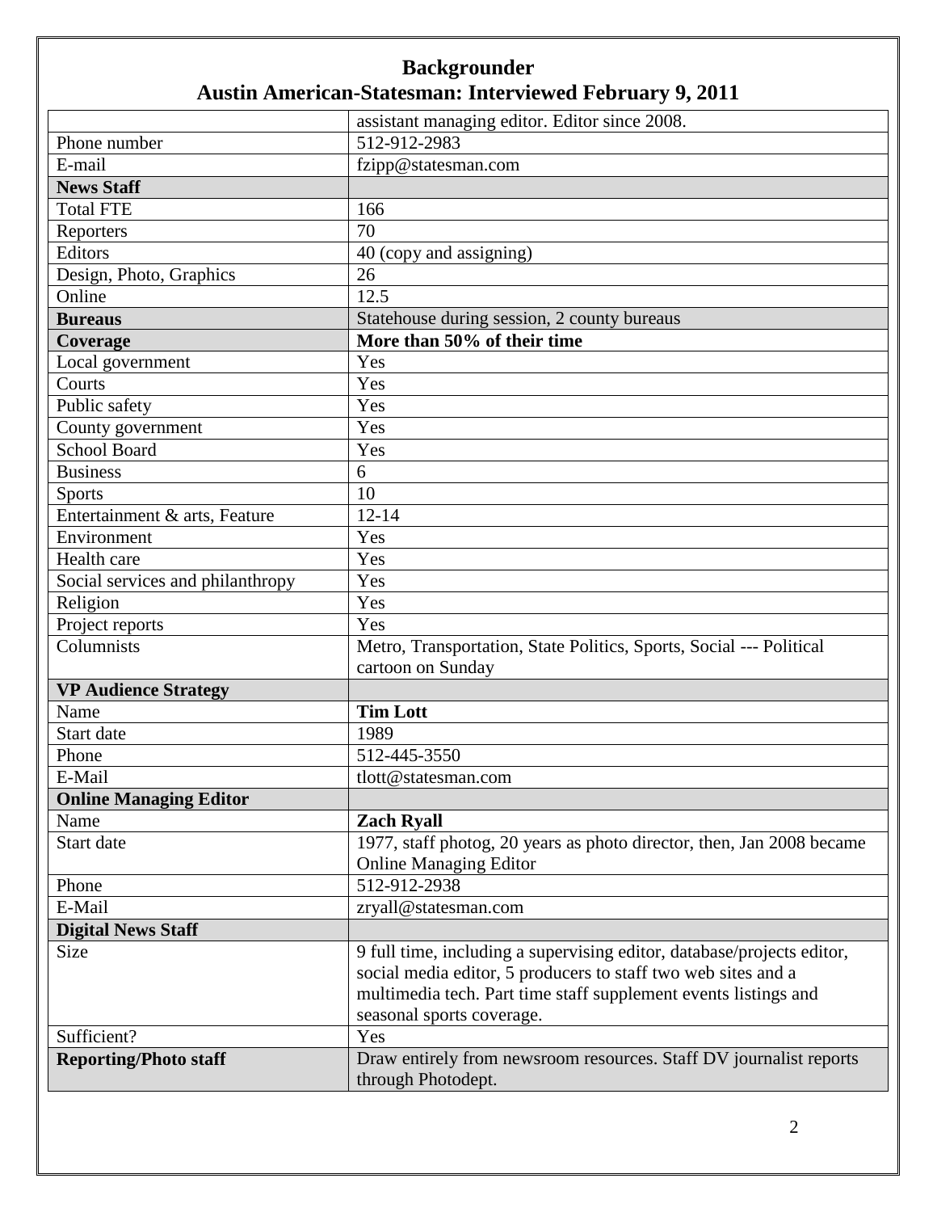# Backgrounder

## Austin American-Statesman: Interviewed February 9, 2011

| | |
|---|---|
| | assistant managing editor. Editor since 2008. |
| Phone number | 512-912-2983 |
| E-mail | fzipp@statesman.com |
| **News Staff** | |
| Total FTE | 166 |
| Reporters | 70 |
| Editors | 40 (copy and assigning) |
| Design, Photo, Graphics | 26 |
| Online | 12.5 |
| **Bureaus** | Statehouse during session, 2 county bureaus |
| **Coverage** | **More than 50% of their time** |
| Local government | Yes |
| Courts | Yes |
| Public safety | Yes |
| County government | Yes |
| School Board | Yes |
| Business | 6 |
| Sports | 10 |
| Entertainment & arts, Feature | 12-14 |
| Environment | Yes |
| Health care | Yes |
| Social services and philanthropy | Yes |
| Religion | Yes |
| Project reports | Yes |
| Columnists | Metro, Transportation, State Politics, Sports, Social --- Political cartoon on Sunday |
| **VP Audience Strategy** | |
| Name | **Tim Lott** |
| Start date | 1989 |
| Phone | 512-445-3550 |
| E-Mail | tlott@statesman.com |
| **Online Managing Editor** | |
| Name | **Zach Ryall** |
| Start date | 1977, staff photog, 20 years as photo director, then, Jan 2008 became Online Managing Editor |
| Phone | 512-912-2938 |
| E-Mail | zryall@statesman.com |
| **Digital News Staff** | |
| Size | 9 full time, including a supervising editor, database/projects editor, social media editor, 5 producers to staff two web sites and a multimedia tech. Part time staff supplement events listings and seasonal sports coverage. |
| Sufficient? | Yes |
| **Reporting/Photo staff** | Draw entirely from newsroom resources. Staff DV journalist reports through Photodept. |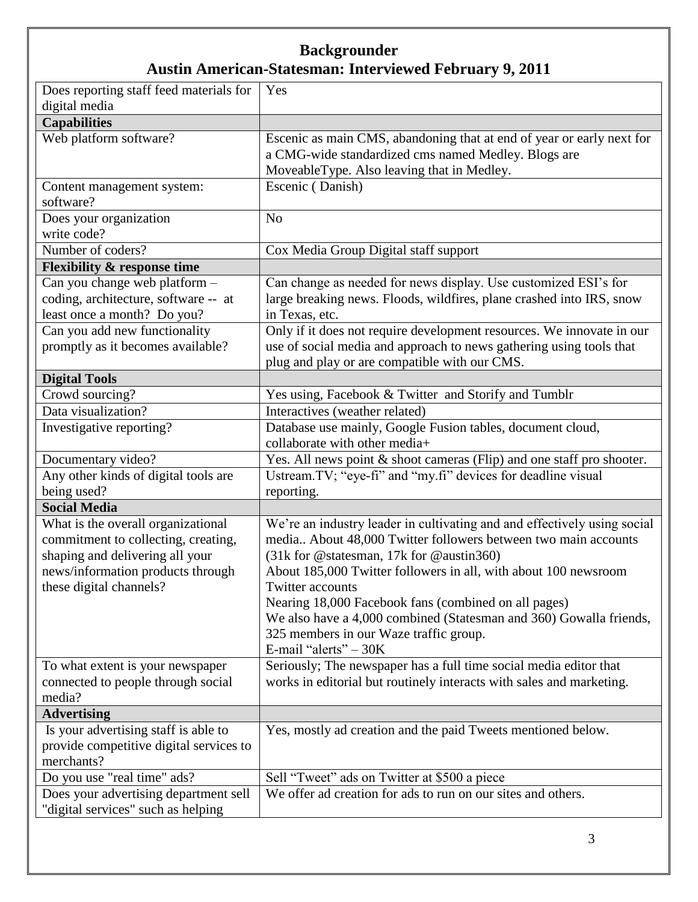# Backgrounder
## Austin American-Statesman: Interviewed February 9, 2011

| | |
|---|---|
| Does reporting staff feed materials for digital media | Yes |
| **Capabilities** | |
| Web platform software? | Escenic as main CMS, abandoning that at end of year or early next for a CMG-wide standardized cms named Medley. Blogs are MoveableType. Also leaving that in Medley. |
| Content management system: software? | Escenic ( Danish) |
| Does your organization write code? | No |
| Number of coders? | Cox Media Group Digital staff support |
| **Flexibility & response time** | |
| Can you change web platform – coding, architecture, software -- at least once a month? Do you? | Can change as needed for news display. Use customized ESI's for large breaking news. Floods, wildfires, plane crashed into IRS, snow in Texas, etc. |
| Can you add new functionality promptly as it becomes available? | Only if it does not require development resources. We innovate in our use of social media and approach to news gathering using tools that plug and play or are compatible with our CMS. |
| **Digital Tools** | |
| Crowd sourcing? | Yes using, Facebook & Twitter and Storify and Tumblr |
| Data visualization? | Interactives (weather related) |
| Investigative reporting? | Database use mainly, Google Fusion tables, document cloud, collaborate with other media+ |
| Documentary video? | Yes. All news point & shoot cameras (Flip) and one staff pro shooter. |
| Any other kinds of digital tools are being used? | Ustream.TV; "eye-fi" and "my.fi" devices for deadline visual reporting. |
| **Social Media** | |
| What is the overall organizational commitment to collecting, creating, shaping and delivering all your news/information products through these digital channels? | We're an industry leader in cultivating and and effectively using social media.. About 48,000 Twitter followers between two main accounts (31k for @statesman, 17k for @austin360)<br>About 185,000 Twitter followers in all, with about 100 newsroom Twitter accounts<br>Nearing 18,000 Facebook fans (combined on all pages)<br>We also have a 4,000 combined (Statesman and 360) Gowalla friends, 325 members in our Waze traffic group.<br>E-mail "alerts" – 30K |
| To what extent is your newspaper connected to people through social media? | Seriously; The newspaper has a full time social media editor that works in editorial but routinely interacts with sales and marketing. |
| **Advertising** | |
| Is your advertising staff is able to provide competitive digital services to merchants? | Yes, mostly ad creation and the paid Tweets mentioned below. |
| Do you use "real time" ads? | Sell "Tweet" ads on Twitter at $500 a piece |
| Does your advertising department sell "digital services" such as helping | We offer ad creation for ads to run on our sites and others. |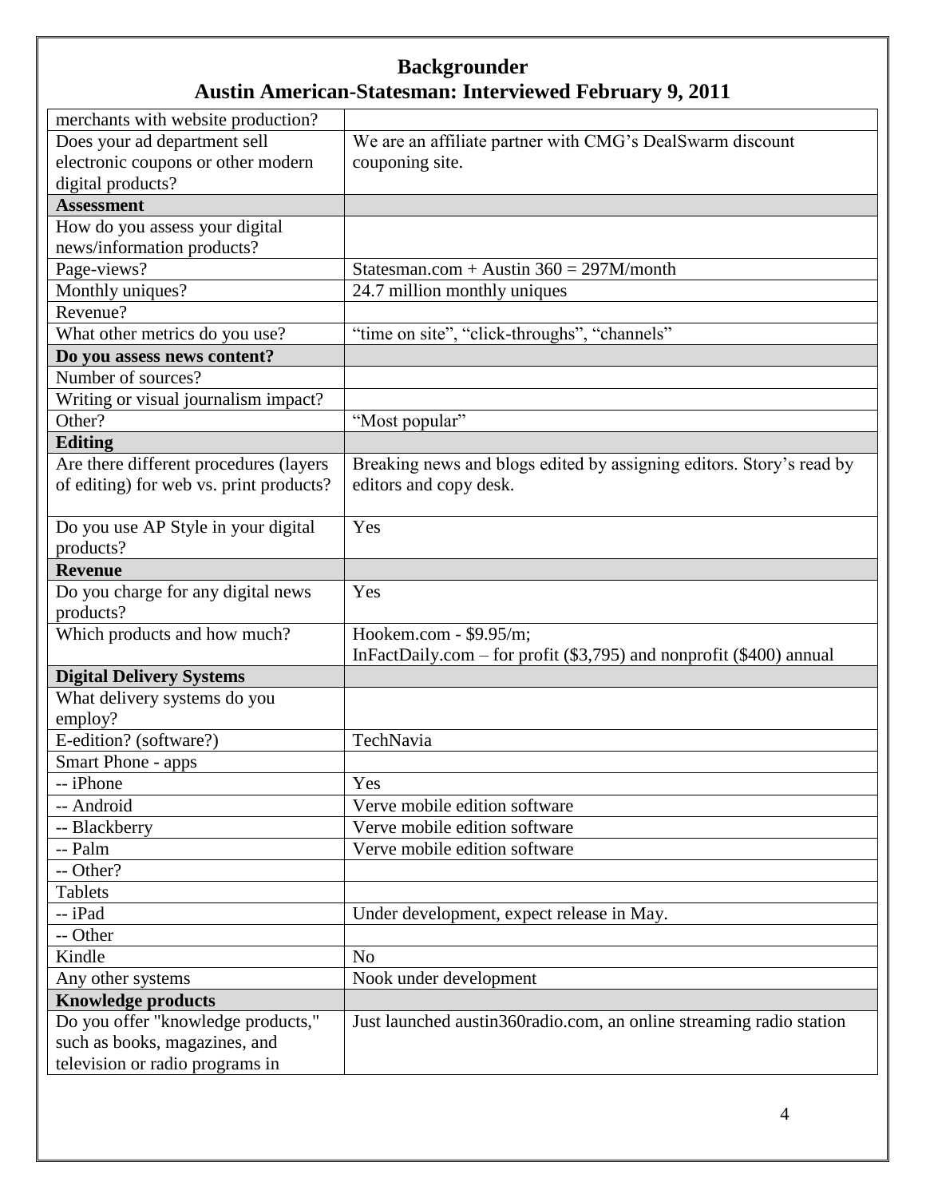# Backgrounder
## Austin American-Statesman: Interviewed February 9, 2011

| | |
|---|---|
| merchants with website production? | |
| Does your ad department sell electronic coupons or other modern digital products? | We are an affiliate partner with CMG's DealSwarm discount couponing site. |
| **Assessment** | |
| How do you assess your digital news/information products? | |
| Page-views? | Statesman.com + Austin 360 = 297M/month |
| Monthly uniques? | 24.7 million monthly uniques |
| Revenue? | |
| What other metrics do you use? | "time on site", "click-throughs", "channels" |
| **Do you assess news content?** | |
| Number of sources? | |
| Writing or visual journalism impact? | |
| Other? | "Most popular" |
| **Editing** | |
| Are there different procedures (layers of editing) for web vs. print products? | Breaking news and blogs edited by assigning editors. Story's read by editors and copy desk. |
| Do you use AP Style in your digital products? | Yes |
| **Revenue** | |
| Do you charge for any digital news products? | Yes |
| Which products and how much? | Hookem.com - $9.95/m; InFactDaily.com – for profit ($3,795) and nonprofit ($400) annual |
| **Digital Delivery Systems** | |
| What delivery systems do you employ? | |
| E-edition? (software?) | TechNavia |
| Smart Phone - apps | |
| -- iPhone | Yes |
| -- Android | Verve mobile edition software |
| -- Blackberry | Verve mobile edition software |
| -- Palm | Verve mobile edition software |
| -- Other? | |
| Tablets | |
| -- iPad | Under development, expect release in May. |
| -- Other | |
| Kindle | No |
| Any other systems | Nook under development |
| **Knowledge products** | |
| Do you offer "knowledge products," such as books, magazines, and television or radio programs in | Just launched austin360radio.com, an online streaming radio station |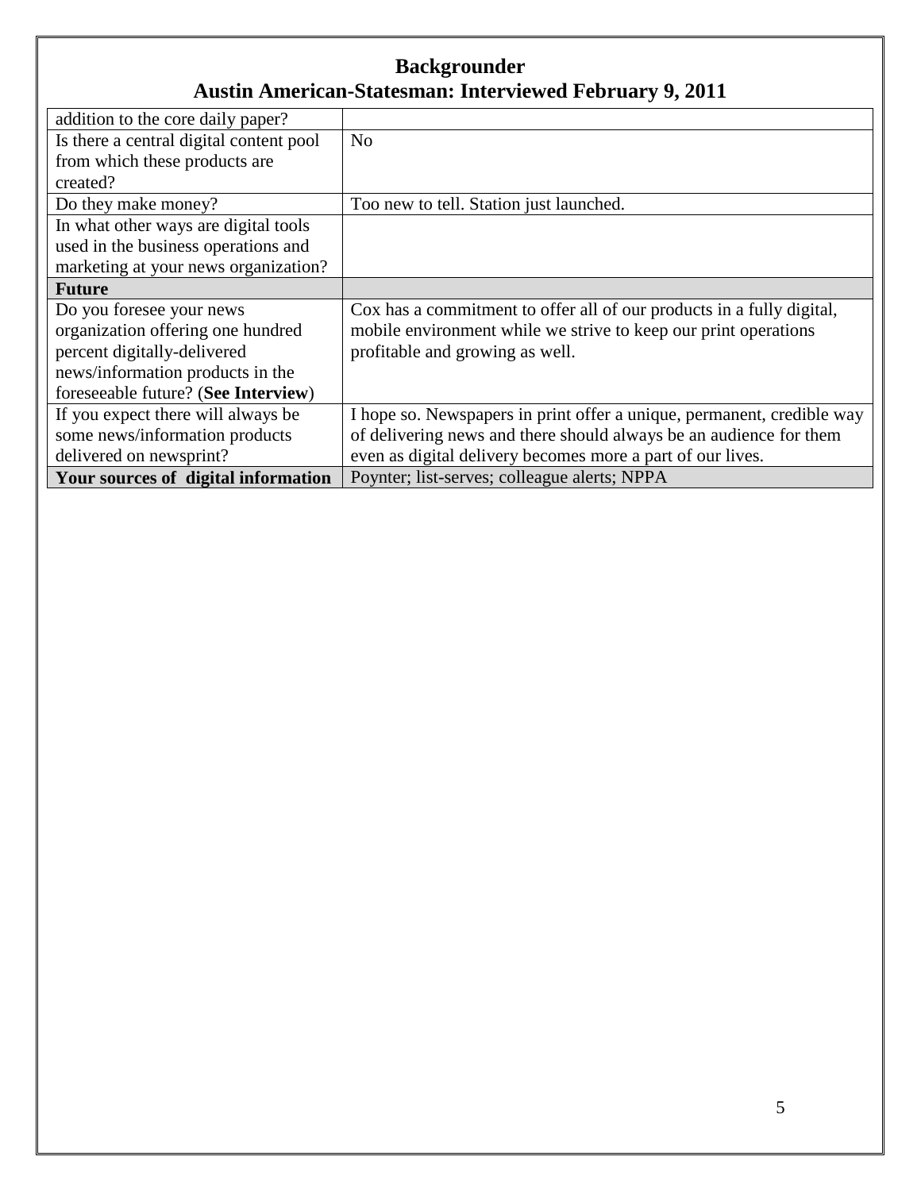## Backgrounder
## Austin American-Statesman: Interviewed February 9, 2011

| | |
|---|---|
| addition to the core daily paper? | |
| Is there a central digital content pool from which these products are created? | No |
| Do they make money? | Too new to tell. Station just launched. |
| In what other ways are digital tools used in the business operations and marketing at your news organization? | |
| **Future** | |
| Do you foresee your news organization offering one hundred percent digitally-delivered news/information products in the foreseeable future? (**See Interview**) | Cox has a commitment to offer all of our products in a fully digital, mobile environment while we strive to keep our print operations profitable and growing as well. |
| If you expect there will always be some news/information products delivered on newsprint? | I hope so. Newspapers in print offer a unique, permanent, credible way of delivering news and there should always be an audience for them even as digital delivery becomes more a part of our lives. |
| **Your sources of digital information** | Poynter; list-serves; colleague alerts; NPPA |